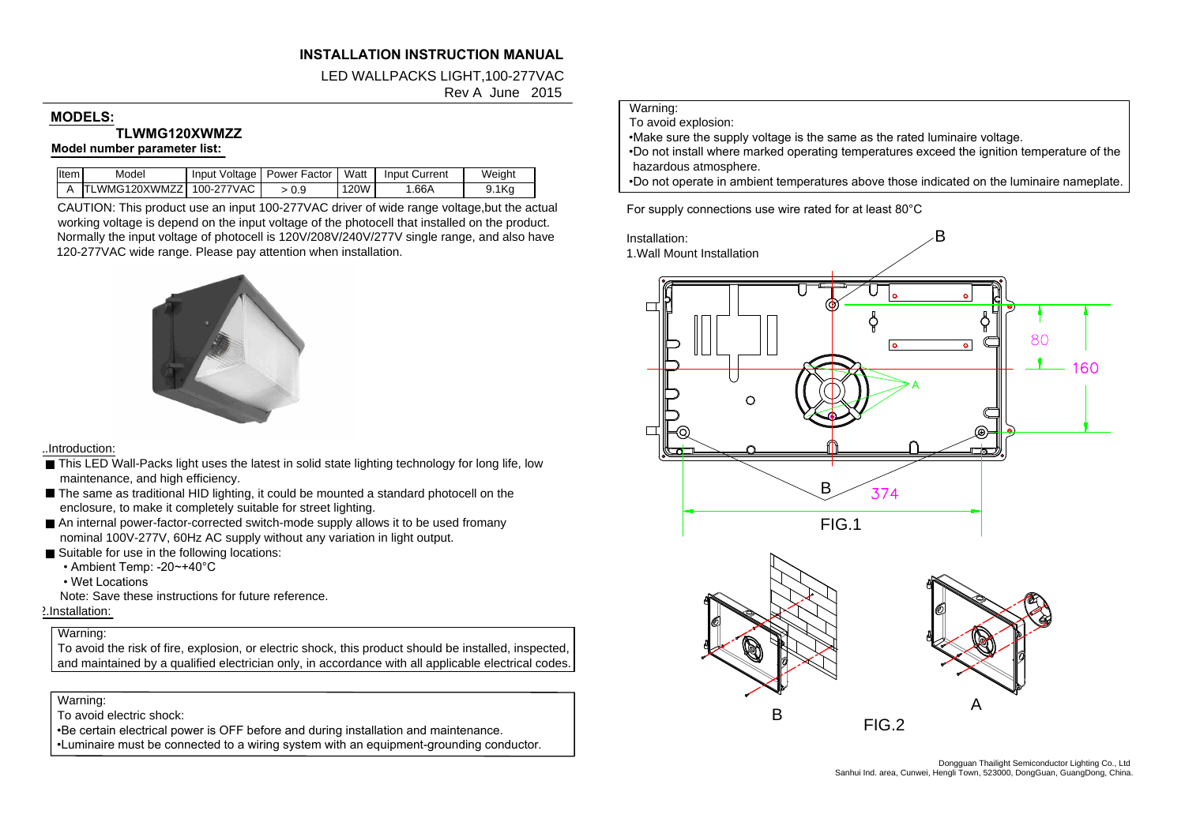**INSTALLATION INSTRUCTION MANUAL**

LED WALLPACKS LIGHT,100-277VAC

Rev A June 2015

## MODELS:

**TLWMG120XWMZZ**

**Model number parameter list:**

| Item | Model | Input Voltage | Power Factor | Watt | Input Current | Weight |
|---|---|---|---|---|---|---|
| A | TLWMG120XWMZZ | 100-277VAC | > 0.9 | 120W | 1.66A | 9.1Kg |

CAUTION: This product use an input 100-277VAC driver of wide range voltage,but the actual working voltage is depend on the input voltage of the photocell that installed on the product. Normally the input voltage of photocell is 120V/208V/240V/277V single range, and also have 120-277VAC wide range. Please pay attention when installation.

1.Introduction:

- This LED Wall-Packs light uses the latest in solid state lighting technology for long life, low maintenance, and high efficiency.
- The same as traditional HID lighting, it could be mounted a standard photocell on the enclosure, to make it completely suitable for street lighting.
- An internal power-factor-corrected switch-mode supply allows it to be used fromany nominal 100V-277V, 60Hz AC supply without any variation in light output.
- Suitable for use in the following locations:
  - Ambient Temp: -20~+40°C
  - Wet Locations

Note: Save these instructions for future reference.

2.Installation:

Warning:
To avoid the risk of fire, explosion, or electric shock, this product should be installed, inspected, and maintained by a qualified electrician only, in accordance with all applicable electrical codes.

Warning:
To avoid electric shock:
- Be certain electrical power is OFF before and during installation and maintenance.
- Luminaire must be connected to a wiring system with an equipment-grounding conductor.

Warning:
To avoid explosion:
- Make sure the supply voltage is the same as the rated luminaire voltage.
- Do not install where marked operating temperatures exceed the ignition temperature of the hazardous atmosphere.
- Do not operate in ambient temperatures above those indicated on the luminaire nameplate.

For supply connections use wire rated for at least 80°C

Installation:

1.Wall Mount Installation

FIG.1

FIG.2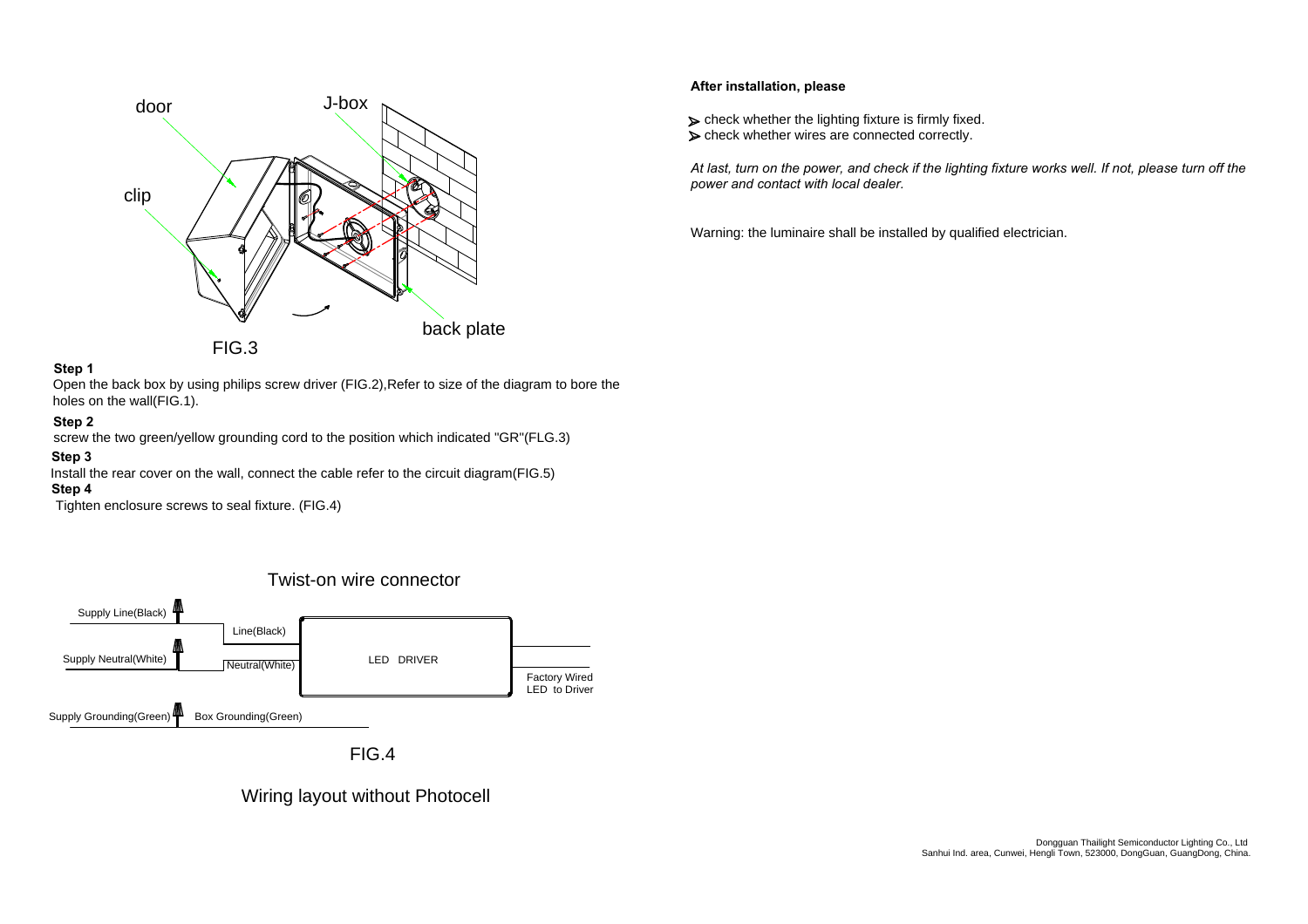door

J-box

clip

back plate

FIG.3

**Step 1**

Open the back box by using philips screw driver (FIG.2),Refer to size of the diagram to bore the holes on the wall(FIG.1).

**Step 2**

screw the two green/yellow grounding cord to the position which indicated "GR"(FLG.3)

**Step 3**

Install the rear cover on the wall, connect the cable refer to the circuit diagram(FIG.5)

**Step 4**

Tighten enclosure screws to seal fixture. (FIG.4)

Twist-on wire connector

Supply Line(Black)

Line(Black)

Supply Neutral(White)

Neutral(White)

LED DRIVER

Factory Wired LED to Driver

Supply Grounding(Green)

Box Grounding(Green)

FIG.4

Wiring layout without Photocell

**After installation, please**

- check whether the lighting fixture is firmly fixed.
- check whether wires are connected correctly.

*At last, turn on the power, and check if the lighting fixture works well. If not, please turn off the power and contact with local dealer.*

Warning: the luminaire shall be installed by qualified electrician.

Dongguan Thailight Semiconductor Lighting Co., Ltd
Sanhui Ind. area, Cunwei, Hengli Town, 523000, DongGuan, GuangDong, China.